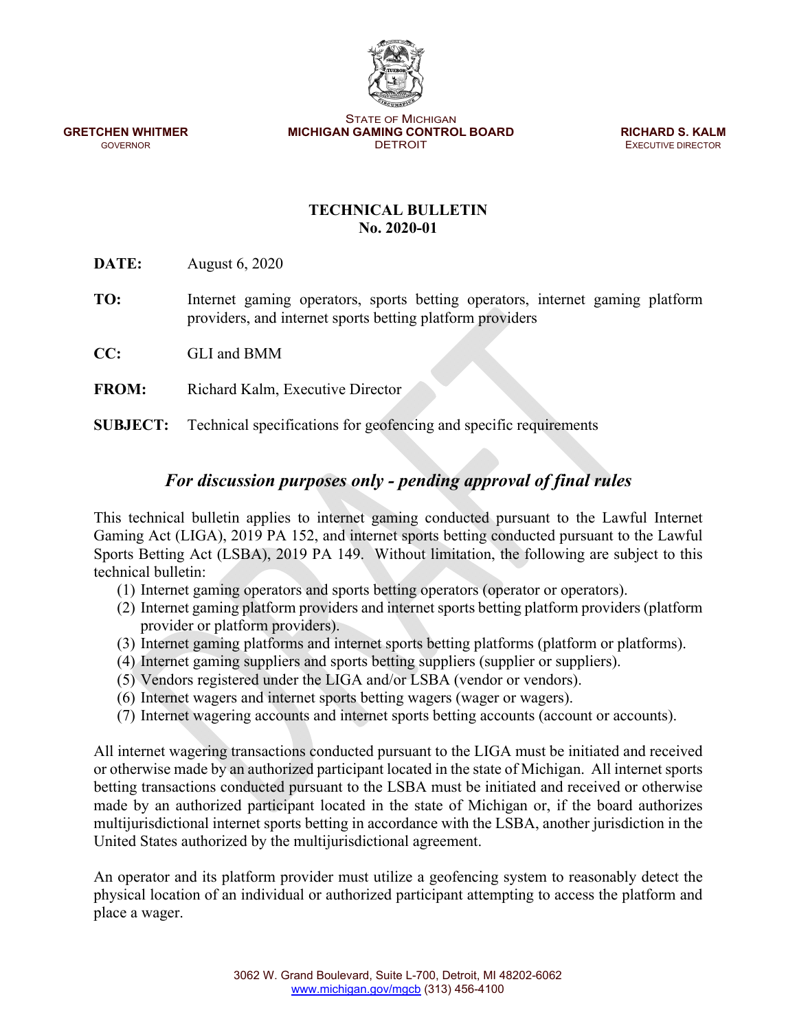STATE OF MICHIGAN
**MICHIGAN GAMING CONTROL BOARD**
DETROIT

**GRETCHEN WHITMER**
GOVERNOR

**RICHARD S. KALM**
EXECUTIVE DIRECTOR

# TECHNICAL BULLETIN
# No. 2020-01

**DATE:** August 6, 2020

**TO:** Internet gaming operators, sports betting operators, internet gaming platform providers, and internet sports betting platform providers

**CC:** GLI and BMM

**FROM:** Richard Kalm, Executive Director

**SUBJECT:** Technical specifications for geofencing and specific requirements

## *For discussion purposes only - pending approval of final rules*

This technical bulletin applies to internet gaming conducted pursuant to the Lawful Internet Gaming Act (LIGA), 2019 PA 152, and internet sports betting conducted pursuant to the Lawful Sports Betting Act (LSBA), 2019 PA 149. Without limitation, the following are subject to this technical bulletin:

(1) Internet gaming operators and sports betting operators (operator or operators).
(2) Internet gaming platform providers and internet sports betting platform providers (platform provider or platform providers).
(3) Internet gaming platforms and internet sports betting platforms (platform or platforms).
(4) Internet gaming suppliers and sports betting suppliers (supplier or suppliers).
(5) Vendors registered under the LIGA and/or LSBA (vendor or vendors).
(6) Internet wagers and internet sports betting wagers (wager or wagers).
(7) Internet wagering accounts and internet sports betting accounts (account or accounts).

All internet wagering transactions conducted pursuant to the LIGA must be initiated and received or otherwise made by an authorized participant located in the state of Michigan. All internet sports betting transactions conducted pursuant to the LSBA must be initiated and received or otherwise made by an authorized participant located in the state of Michigan or, if the board authorizes multijurisdictional internet sports betting in accordance with the LSBA, another jurisdiction in the United States authorized by the multijurisdictional agreement.

An operator and its platform provider must utilize a geofencing system to reasonably detect the physical location of an individual or authorized participant attempting to access the platform and place a wager.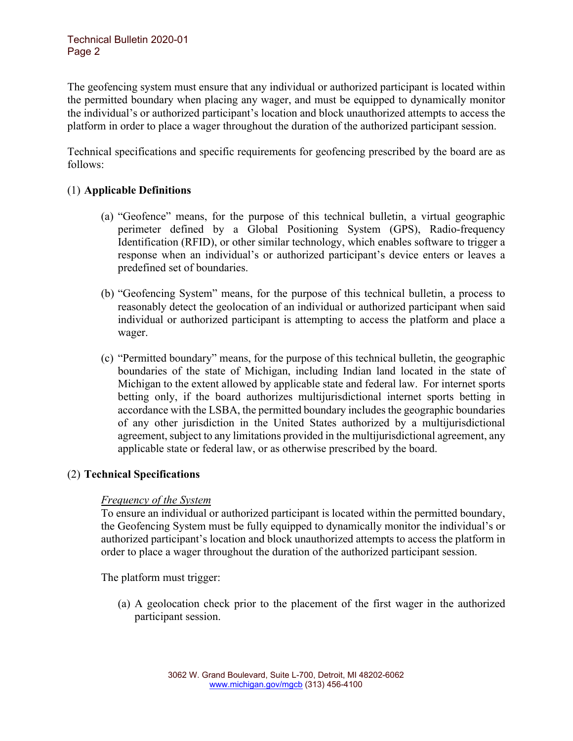The geofencing system must ensure that any individual or authorized participant is located within the permitted boundary when placing any wager, and must be equipped to dynamically monitor the individual's or authorized participant's location and block unauthorized attempts to access the platform in order to place a wager throughout the duration of the authorized participant session.

Technical specifications and specific requirements for geofencing prescribed by the board are as follows:

(1) **Applicable Definitions**

(a) "Geofence" means, for the purpose of this technical bulletin, a virtual geographic perimeter defined by a Global Positioning System (GPS), Radio-frequency Identification (RFID), or other similar technology, which enables software to trigger a response when an individual's or authorized participant's device enters or leaves a predefined set of boundaries.

(b) "Geofencing System" means, for the purpose of this technical bulletin, a process to reasonably detect the geolocation of an individual or authorized participant when said individual or authorized participant is attempting to access the platform and place a wager.

(c) "Permitted boundary" means, for the purpose of this technical bulletin, the geographic boundaries of the state of Michigan, including Indian land located in the state of Michigan to the extent allowed by applicable state and federal law. For internet sports betting only, if the board authorizes multijurisdictional internet sports betting in accordance with the LSBA, the permitted boundary includes the geographic boundaries of any other jurisdiction in the United States authorized by a multijurisdictional agreement, subject to any limitations provided in the multijurisdictional agreement, any applicable state or federal law, or as otherwise prescribed by the board.

(2) **Technical Specifications**

*Frequency of the System*

To ensure an individual or authorized participant is located within the permitted boundary, the Geofencing System must be fully equipped to dynamically monitor the individual's or authorized participant's location and block unauthorized attempts to access the platform in order to place a wager throughout the duration of the authorized participant session.

The platform must trigger:

(a) A geolocation check prior to the placement of the first wager in the authorized participant session.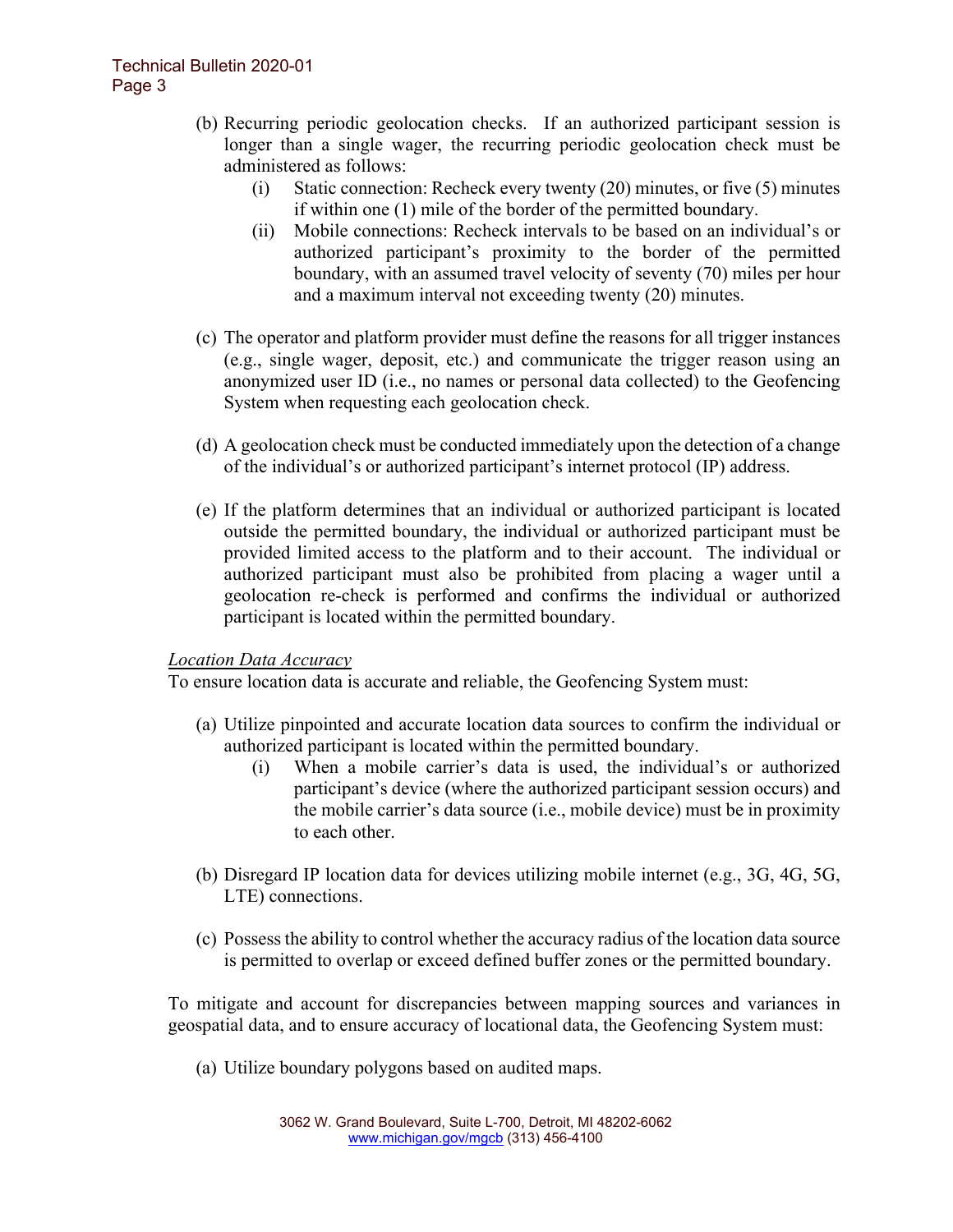(b) Recurring periodic geolocation checks. If an authorized participant session is longer than a single wager, the recurring periodic geolocation check must be administered as follows:

  (i) Static connection: Recheck every twenty (20) minutes, or five (5) minutes if within one (1) mile of the border of the permitted boundary.

  (ii) Mobile connections: Recheck intervals to be based on an individual's or authorized participant's proximity to the border of the permitted boundary, with an assumed travel velocity of seventy (70) miles per hour and a maximum interval not exceeding twenty (20) minutes.

(c) The operator and platform provider must define the reasons for all trigger instances (e.g., single wager, deposit, etc.) and communicate the trigger reason using an anonymized user ID (i.e., no names or personal data collected) to the Geofencing System when requesting each geolocation check.

(d) A geolocation check must be conducted immediately upon the detection of a change of the individual's or authorized participant's internet protocol (IP) address.

(e) If the platform determines that an individual or authorized participant is located outside the permitted boundary, the individual or authorized participant must be provided limited access to the platform and to their account. The individual or authorized participant must also be prohibited from placing a wager until a geolocation re-check is performed and confirms the individual or authorized participant is located within the permitted boundary.

*Location Data Accuracy*

To ensure location data is accurate and reliable, the Geofencing System must:

(a) Utilize pinpointed and accurate location data sources to confirm the individual or authorized participant is located within the permitted boundary.

  (i) When a mobile carrier's data is used, the individual's or authorized participant's device (where the authorized participant session occurs) and the mobile carrier's data source (i.e., mobile device) must be in proximity to each other.

(b) Disregard IP location data for devices utilizing mobile internet (e.g., 3G, 4G, 5G, LTE) connections.

(c) Possess the ability to control whether the accuracy radius of the location data source is permitted to overlap or exceed defined buffer zones or the permitted boundary.

To mitigate and account for discrepancies between mapping sources and variances in geospatial data, and to ensure accuracy of locational data, the Geofencing System must:

(a) Utilize boundary polygons based on audited maps.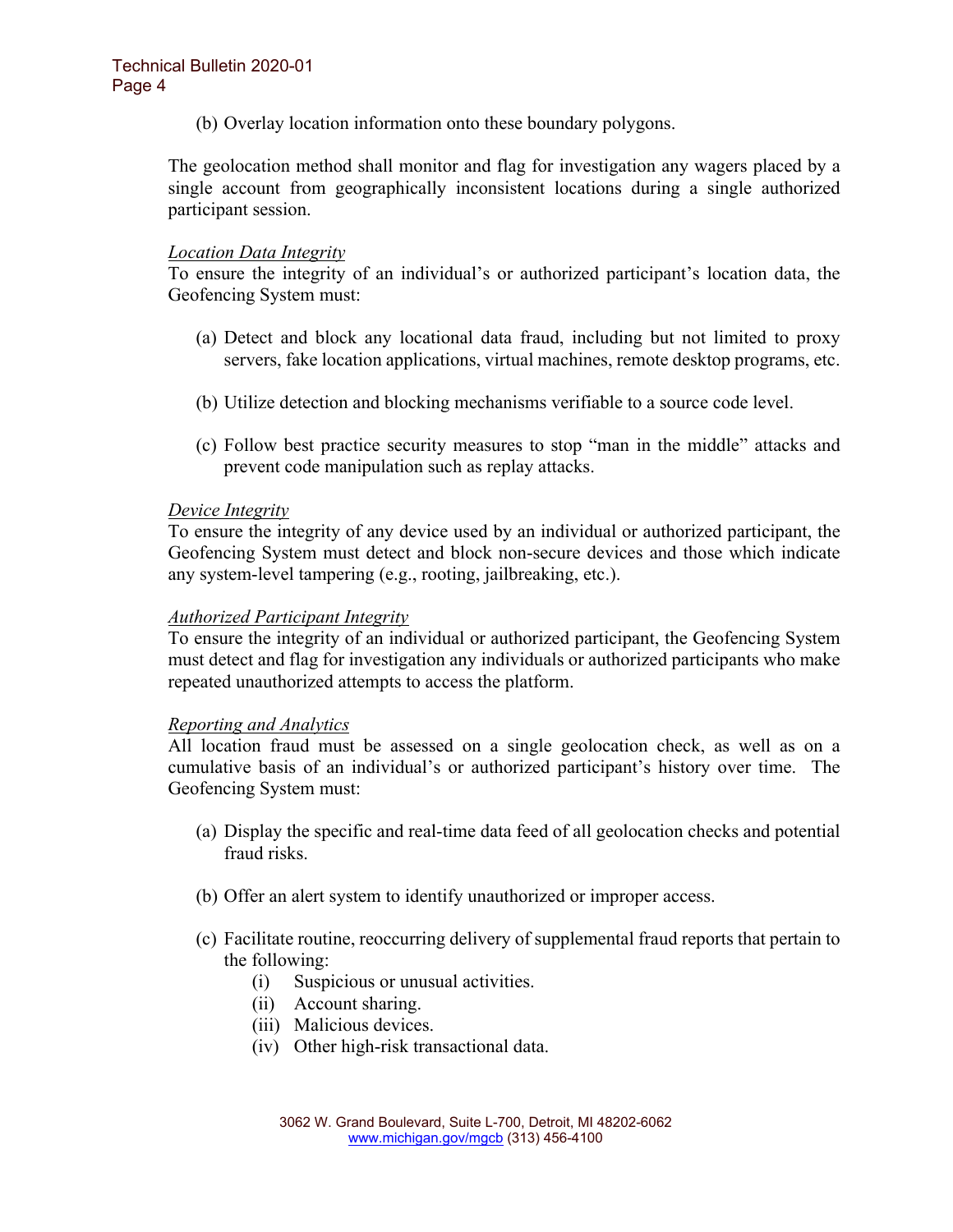(b) Overlay location information onto these boundary polygons.

The geolocation method shall monitor and flag for investigation any wagers placed by a single account from geographically inconsistent locations during a single authorized participant session.

*Location Data Integrity*
To ensure the integrity of an individual's or authorized participant's location data, the Geofencing System must:

(a) Detect and block any locational data fraud, including but not limited to proxy servers, fake location applications, virtual machines, remote desktop programs, etc.

(b) Utilize detection and blocking mechanisms verifiable to a source code level.

(c) Follow best practice security measures to stop "man in the middle" attacks and prevent code manipulation such as replay attacks.

*Device Integrity*
To ensure the integrity of any device used by an individual or authorized participant, the Geofencing System must detect and block non-secure devices and those which indicate any system-level tampering (e.g., rooting, jailbreaking, etc.).

*Authorized Participant Integrity*
To ensure the integrity of an individual or authorized participant, the Geofencing System must detect and flag for investigation any individuals or authorized participants who make repeated unauthorized attempts to access the platform.

*Reporting and Analytics*
All location fraud must be assessed on a single geolocation check, as well as on a cumulative basis of an individual's or authorized participant's history over time. The Geofencing System must:

(a) Display the specific and real-time data feed of all geolocation checks and potential fraud risks.

(b) Offer an alert system to identify unauthorized or improper access.

(c) Facilitate routine, reoccurring delivery of supplemental fraud reports that pertain to the following:
   (i) Suspicious or unusual activities.
   (ii) Account sharing.
   (iii) Malicious devices.
   (iv) Other high-risk transactional data.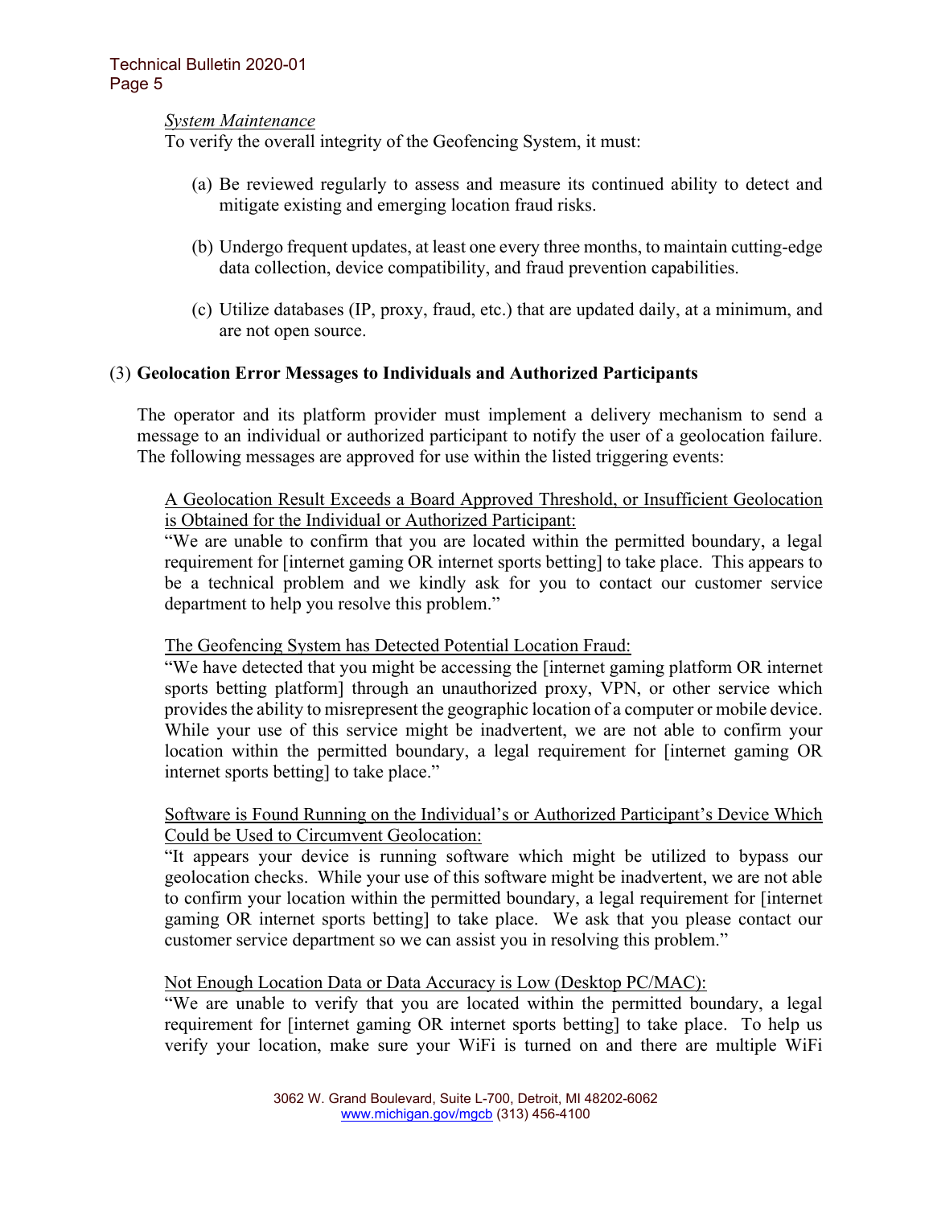*System Maintenance*

To verify the overall integrity of the Geofencing System, it must:

(a) Be reviewed regularly to assess and measure its continued ability to detect and mitigate existing and emerging location fraud risks.

(b) Undergo frequent updates, at least one every three months, to maintain cutting-edge data collection, device compatibility, and fraud prevention capabilities.

(c) Utilize databases (IP, proxy, fraud, etc.) that are updated daily, at a minimum, and are not open source.

(3) **Geolocation Error Messages to Individuals and Authorized Participants**

The operator and its platform provider must implement a delivery mechanism to send a message to an individual or authorized participant to notify the user of a geolocation failure. The following messages are approved for use within the listed triggering events:

<u>A Geolocation Result Exceeds a Board Approved Threshold, or Insufficient Geolocation is Obtained for the Individual or Authorized Participant:</u>

"We are unable to confirm that you are located within the permitted boundary, a legal requirement for [internet gaming OR internet sports betting] to take place. This appears to be a technical problem and we kindly ask for you to contact our customer service department to help you resolve this problem."

<u>The Geofencing System has Detected Potential Location Fraud:</u>

"We have detected that you might be accessing the [internet gaming platform OR internet sports betting platform] through an unauthorized proxy, VPN, or other service which provides the ability to misrepresent the geographic location of a computer or mobile device. While your use of this service might be inadvertent, we are not able to confirm your location within the permitted boundary, a legal requirement for [internet gaming OR internet sports betting] to take place."

<u>Software is Found Running on the Individual's or Authorized Participant's Device Which Could be Used to Circumvent Geolocation:</u>

"It appears your device is running software which might be utilized to bypass our geolocation checks. While your use of this software might be inadvertent, we are not able to confirm your location within the permitted boundary, a legal requirement for [internet gaming OR internet sports betting] to take place. We ask that you please contact our customer service department so we can assist you in resolving this problem."

<u>Not Enough Location Data or Data Accuracy is Low (Desktop PC/MAC):</u>

"We are unable to verify that you are located within the permitted boundary, a legal requirement for [internet gaming OR internet sports betting] to take place. To help us verify your location, make sure your WiFi is turned on and there are multiple WiFi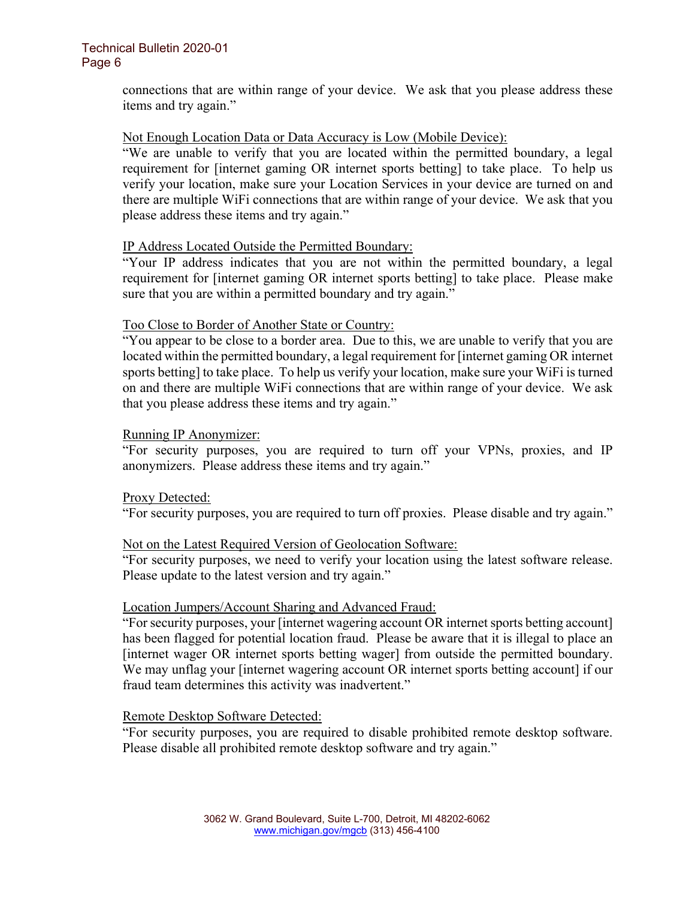connections that are within range of your device. We ask that you please address these items and try again."

<u>Not Enough Location Data or Data Accuracy is Low (Mobile Device):</u>
"We are unable to verify that you are located within the permitted boundary, a legal requirement for [internet gaming OR internet sports betting] to take place. To help us verify your location, make sure your Location Services in your device are turned on and there are multiple WiFi connections that are within range of your device. We ask that you please address these items and try again."

<u>IP Address Located Outside the Permitted Boundary:</u>
"Your IP address indicates that you are not within the permitted boundary, a legal requirement for [internet gaming OR internet sports betting] to take place. Please make sure that you are within a permitted boundary and try again."

<u>Too Close to Border of Another State or Country:</u>
"You appear to be close to a border area. Due to this, we are unable to verify that you are located within the permitted boundary, a legal requirement for [internet gaming OR internet sports betting] to take place. To help us verify your location, make sure your WiFi is turned on and there are multiple WiFi connections that are within range of your device. We ask that you please address these items and try again."

<u>Running IP Anonymizer:</u>
"For security purposes, you are required to turn off your VPNs, proxies, and IP anonymizers. Please address these items and try again."

<u>Proxy Detected:</u>
"For security purposes, you are required to turn off proxies. Please disable and try again."

<u>Not on the Latest Required Version of Geolocation Software:</u>
"For security purposes, we need to verify your location using the latest software release. Please update to the latest version and try again."

<u>Location Jumpers/Account Sharing and Advanced Fraud:</u>
"For security purposes, your [internet wagering account OR internet sports betting account] has been flagged for potential location fraud. Please be aware that it is illegal to place an [internet wager OR internet sports betting wager] from outside the permitted boundary. We may unflag your [internet wagering account OR internet sports betting account] if our fraud team determines this activity was inadvertent."

<u>Remote Desktop Software Detected:</u>
"For security purposes, you are required to disable prohibited remote desktop software. Please disable all prohibited remote desktop software and try again."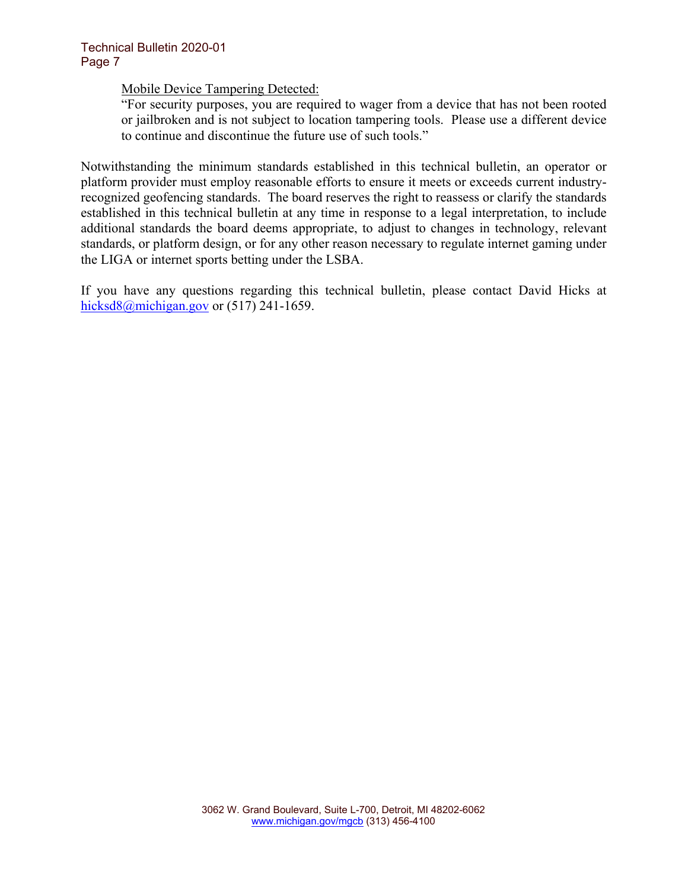<u>Mobile Device Tampering Detected:</u>

"For security purposes, you are required to wager from a device that has not been rooted or jailbroken and is not subject to location tampering tools. Please use a different device to continue and discontinue the future use of such tools."

Notwithstanding the minimum standards established in this technical bulletin, an operator or platform provider must employ reasonable efforts to ensure it meets or exceeds current industry-recognized geofencing standards. The board reserves the right to reassess or clarify the standards established in this technical bulletin at any time in response to a legal interpretation, to include additional standards the board deems appropriate, to adjust to changes in technology, relevant standards, or platform design, or for any other reason necessary to regulate internet gaming under the LIGA or internet sports betting under the LSBA.

If you have any questions regarding this technical bulletin, please contact David Hicks at hicksd8@michigan.gov or (517) 241-1659.